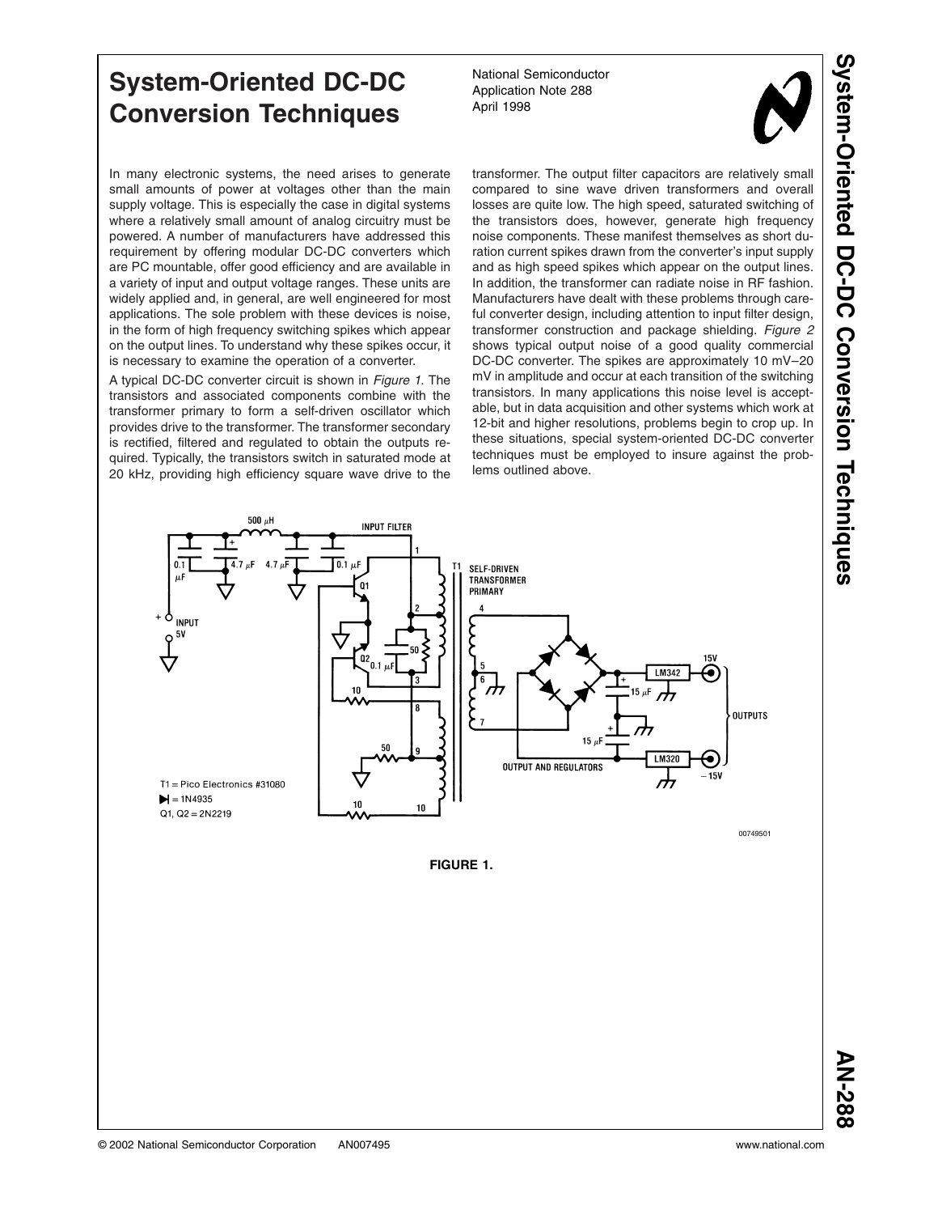# System-Oriented DC-DC Conversion Techniques

National Semiconductor
Application Note 288
April 1998

In many electronic systems, the need arises to generate small amounts of power at voltages other than the main supply voltage. This is especially the case in digital systems where a relatively small amount of analog circuitry must be powered. A number of manufacturers have addressed this requirement by offering modular DC-DC converters which are PC mountable, offer good efficiency and are available in a variety of input and output voltage ranges. These units are widely applied and, in general, are well engineered for most applications. The sole problem with these devices is noise, in the form of high frequency switching spikes which appear on the output lines. To understand why these spikes occur, it is necessary to examine the operation of a converter.

A typical DC-DC converter circuit is shown in *Figure 1*. The transistors and associated components combine with the transformer primary to form a self-driven oscillator which provides drive to the transformer. The transformer secondary is rectified, filtered and regulated to obtain the outputs required. Typically, the transistors switch in saturated mode at 20 kHz, providing high efficiency square wave drive to the transformer. The output filter capacitors are relatively small compared to sine wave driven transformers and overall losses are quite low. The high speed, saturated switching of the transistors does, however, generate high frequency noise components. These manifest themselves as short duration current spikes drawn from the converter's input supply and as high speed spikes which appear on the output lines. In addition, the transformer can radiate noise in RF fashion. Manufacturers have dealt with these problems through careful converter design, including attention to input filter design, transformer construction and package shielding. *Figure 2* shows typical output noise of a good quality commercial DC-DC converter. The spikes are approximately 10 mV–20 mV in amplitude and occur at each transition of the switching transistors. In many applications this noise level is acceptable, but in data acquisition and other systems which work at 12-bit and higher resolutions, problems begin to crop up. In these situations, special system-oriented DC-DC converter techniques must be employed to insure against the problems outlined above.

T1 = Pico Electronics #31080
Diodes = 1N4935
Q1, Q2 = 2N2219

**FIGURE 1.**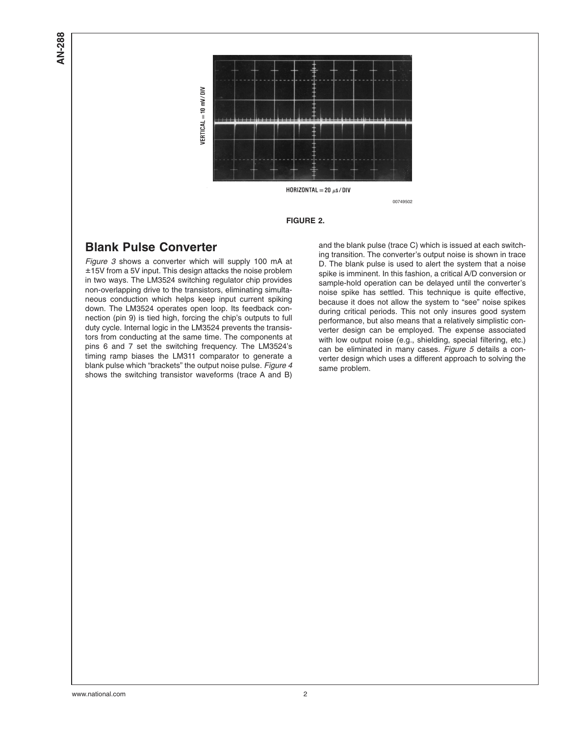VERTICAL = 10 mV/DIV

HORIZONTAL = 20 µs/DIV

00749502

**FIGURE 2.**

## Blank Pulse Converter

*Figure 3* shows a converter which will supply 100 mA at ±15V from a 5V input. This design attacks the noise problem in two ways. The LM3524 switching regulator chip provides non-overlapping drive to the transistors, eliminating simultaneous conduction which helps keep input current spiking down. The LM3524 operates open loop. Its feedback connection (pin 9) is tied high, forcing the chip's outputs to full duty cycle. Internal logic in the LM3524 prevents the transistors from conducting at the same time. The components at pins 6 and 7 set the switching frequency. The LM3524's timing ramp biases the LM311 comparator to generate a blank pulse which "brackets" the output noise pulse. *Figure 4* shows the switching transistor waveforms (trace A and B) and the blank pulse (trace C) which is issued at each switching transition. The converter's output noise is shown in trace D. The blank pulse is used to alert the system that a noise spike is imminent. In this fashion, a critical A/D conversion or sample-hold operation can be delayed until the converter's noise spike has settled. This technique is quite effective, because it does not allow the system to "see" noise spikes during critical periods. This not only insures good system performance, but also means that a relatively simplistic converter design can be employed. The expense associated with low output noise (e.g., shielding, special filtering, etc.) can be eliminated in many cases. *Figure 5* details a converter design which uses a different approach to solving the same problem.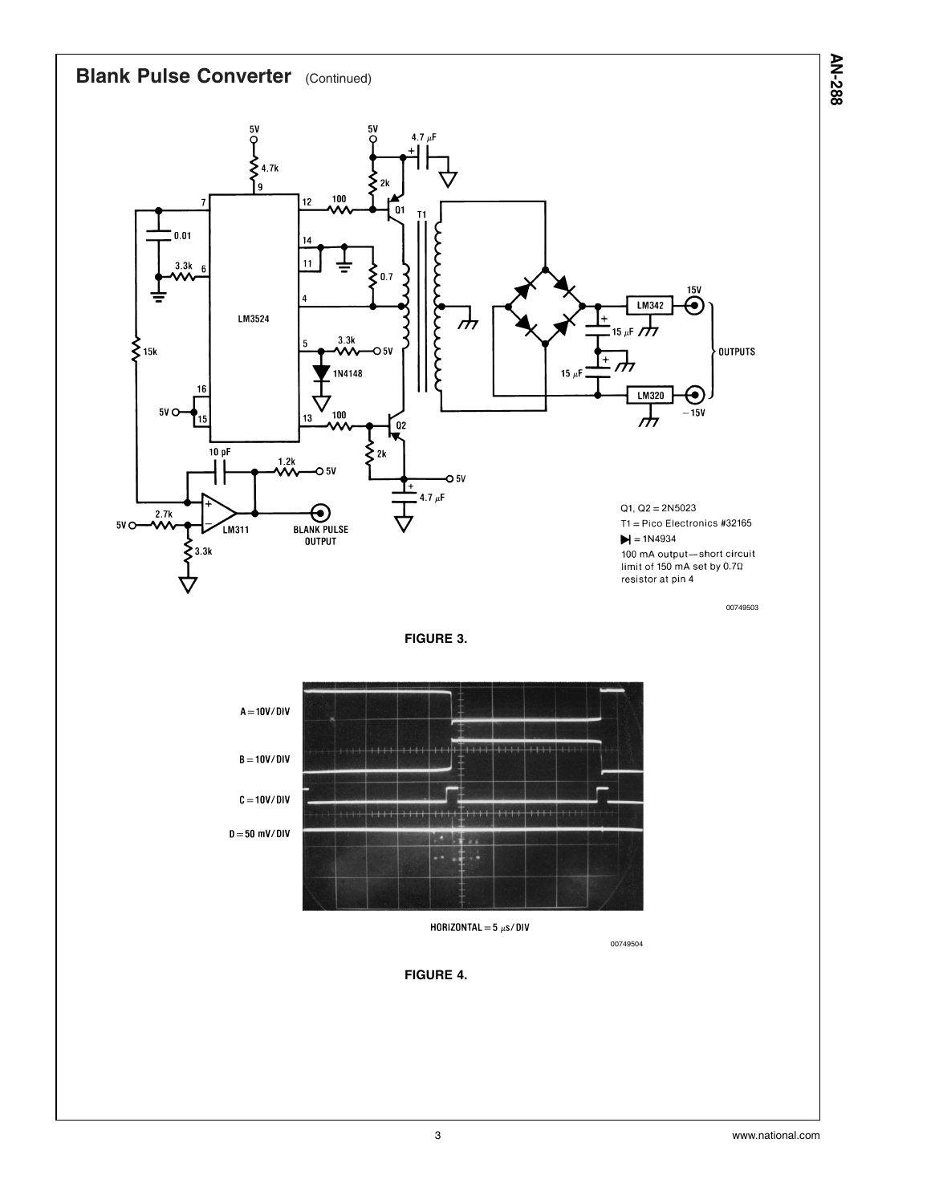## Blank Pulse Converter (Continued)

Q1, Q2 = 2N5023

T1 = Pico Electronics #32165

▶| = 1N4934

100 mA output—short circuit limit of 150 mA set by 0.7Ω resistor at pin 4

00749503

**FIGURE 3.**

A = 10V/DIV

B = 10V/DIV

C = 10V/DIV

D = 50 mV/DIV

HORIZONTAL = 5 μs/DIV

00749504

**FIGURE 4.**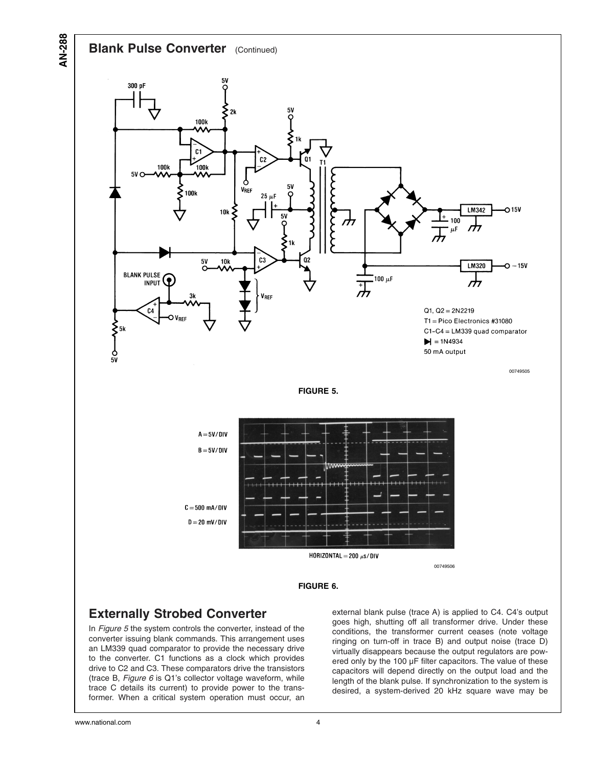## Blank Pulse Converter (Continued)

FIGURE 5.

FIGURE 6.

## Externally Strobed Converter

In *Figure 5* the system controls the converter, instead of the converter issuing blank commands. This arrangement uses an LM339 quad comparator to provide the necessary drive to the converter. C1 functions as a clock which provides drive to C2 and C3. These comparators drive the transistors (trace B, *Figure 6* is Q1's collector voltage waveform, while trace C details its current) to provide power to the transformer. When a critical system operation must occur, an external blank pulse (trace A) is applied to C4. C4's output goes high, shutting off all transformer drive. Under these conditions, the transformer current ceases (note voltage ringing on turn-off in trace B) and output noise (trace D) virtually disappears because the output regulators are powered only by the 100 µF filter capacitors. The value of these capacitors will depend directly on the output load and the length of the blank pulse. If synchronization to the system is desired, a system-derived 20 kHz square wave may be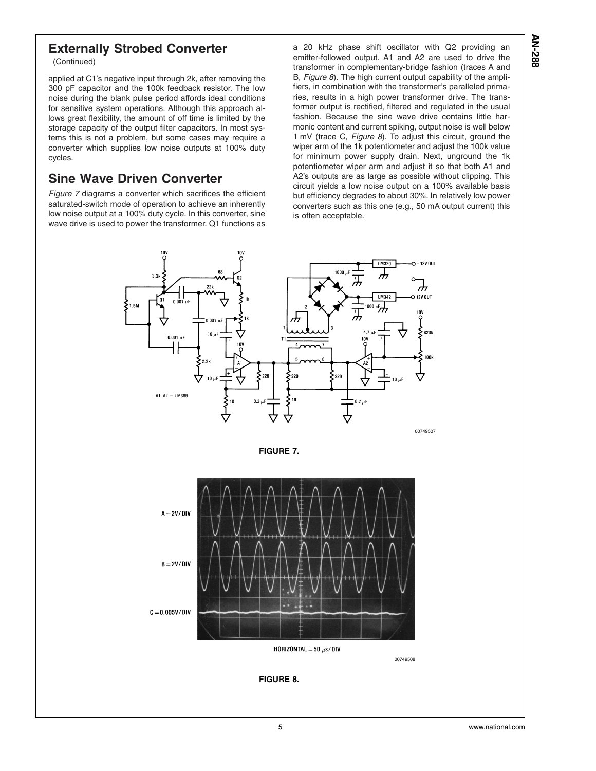## Externally Strobed Converter

(Continued)

applied at C1's negative input through 2k, after removing the 300 pF capacitor and the 100k feedback resistor. The low noise during the blank pulse period affords ideal conditions for sensitive system operations. Although this approach allows great flexibility, the amount of off time is limited by the storage capacity of the output filter capacitors. In most systems this is not a problem, but some cases may require a converter which supplies low noise outputs at 100% duty cycles.

## Sine Wave Driven Converter

*Figure 7* diagrams a converter which sacrifices the efficient saturated-switch mode of operation to achieve an inherently low noise output at a 100% duty cycle. In this converter, sine wave drive is used to power the transformer. Q1 functions as a 20 kHz phase shift oscillator with Q2 providing an emitter-followed output. A1 and A2 are used to drive the transformer in complementary-bridge fashion (traces A and B, *Figure 8*). The high current output capability of the amplifiers, in combination with the transformer's paralleled primaries, results in a high power transformer drive. The transformer output is rectified, filtered and regulated in the usual fashion. Because the sine wave drive contains little harmonic content and current spiking, output noise is well below 1 mV (trace C, *Figure 8*). To adjust this circuit, ground the wiper arm of the 1k potentiometer and adjust the 100k value for minimum power supply drain. Next, unground the 1k potentiometer wiper arm and adjust it so that both A1 and A2's outputs are as large as possible without clipping. This circuit yields a low noise output on a 100% available basis but efficiency degrades to about 30%. In relatively low power converters such as this one (e.g., 50 mA output current) this is often acceptable.

**FIGURE 7.**

A = 2V/DIV

B = 2V/DIV

C = 0.005V/DIV

HORIZONTAL = 50 µs/DIV

**FIGURE 8.**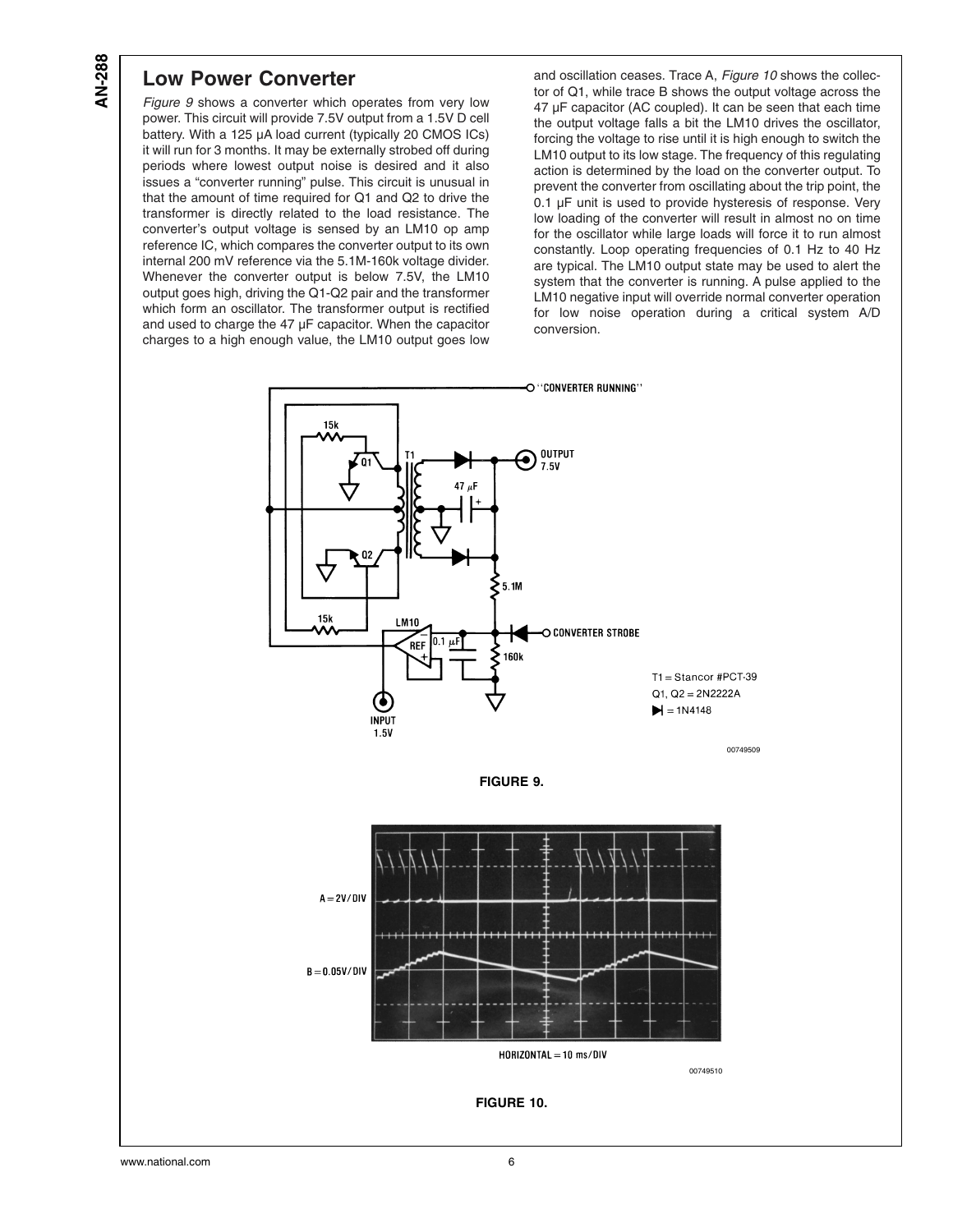## Low Power Converter

*Figure 9* shows a converter which operates from very low power. This circuit will provide 7.5V output from a 1.5V D cell battery. With a 125 µA load current (typically 20 CMOS ICs) it will run for 3 months. It may be externally strobed off during periods where lowest output noise is desired and it also issues a "converter running" pulse. This circuit is unusual in that the amount of time required for Q1 and Q2 to drive the transformer is directly related to the load resistance. The converter's output voltage is sensed by an LM10 op amp reference IC, which compares the converter output to its own internal 200 mV reference via the 5.1M-160k voltage divider. Whenever the converter output is below 7.5V, the LM10 output goes high, driving the Q1-Q2 pair and the transformer which form an oscillator. The transformer output is rectified and used to charge the 47 µF capacitor. When the capacitor charges to a high enough value, the LM10 output goes low and oscillation ceases. Trace A, *Figure 10* shows the collector of Q1, while trace B shows the output voltage across the 47 µF capacitor (AC coupled). It can be seen that each time the output voltage falls a bit the LM10 drives the oscillator, forcing the voltage to rise until it is high enough to switch the LM10 output to its low stage. The frequency of this regulating action is determined by the load on the converter output. To prevent the converter from oscillating about the trip point, the 0.1 µF unit is used to provide hysteresis of response. Very low loading of the converter will result in almost no on time for the oscillator while large loads will force it to run almost constantly. Loop operating frequencies of 0.1 Hz to 40 Hz are typical. The LM10 output state may be used to alert the system that the converter is running. A pulse applied to the LM10 negative input will override normal converter operation for low noise operation during a critical system A/D conversion.

T1 = Stancor #PCT-39
Q1, Q2 = 2N2222A
Diodes = 1N4148

**FIGURE 9.**

A = 2V/DIV
B = 0.05V/DIV
HORIZONTAL = 10 ms/DIV

**FIGURE 10.**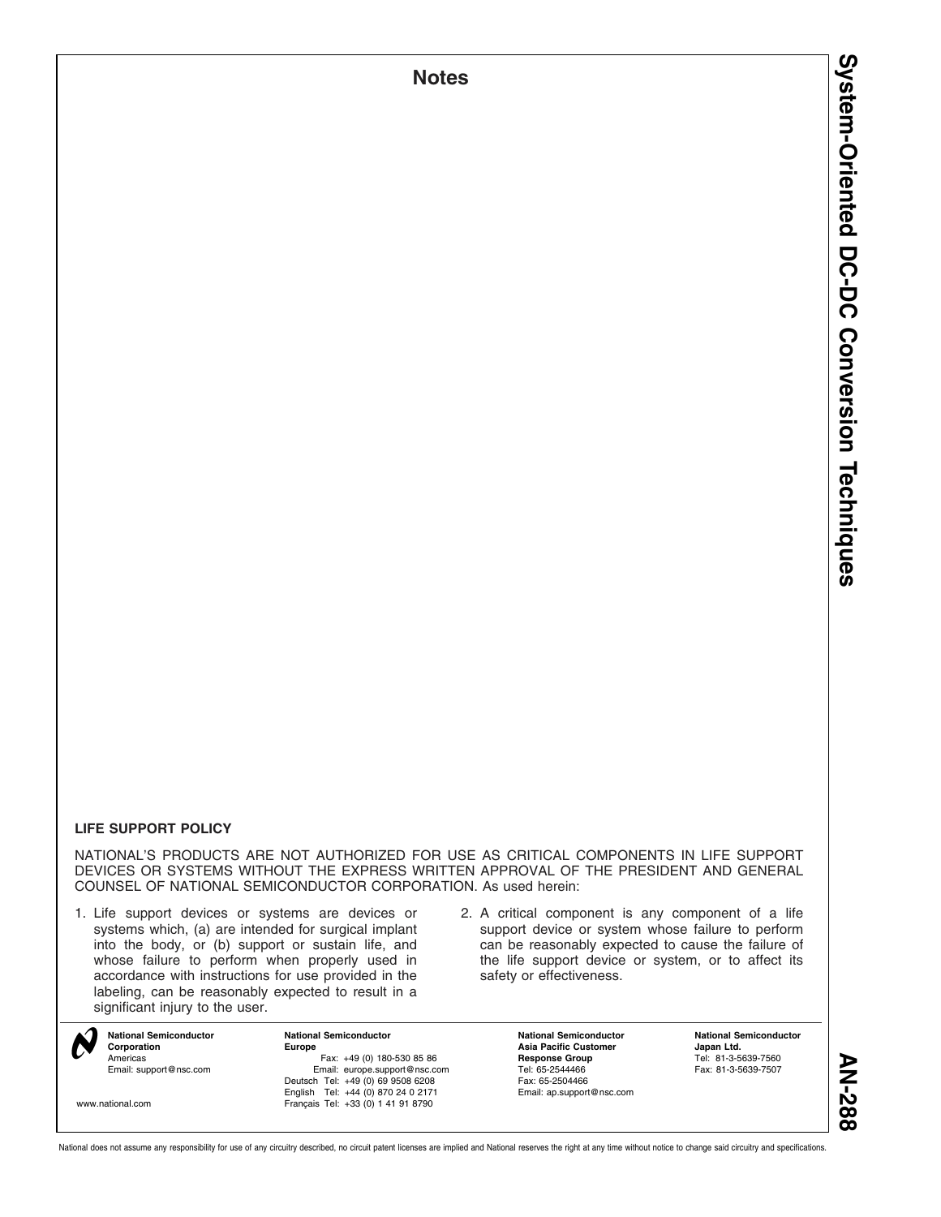# Notes

**LIFE SUPPORT POLICY**

NATIONAL'S PRODUCTS ARE NOT AUTHORIZED FOR USE AS CRITICAL COMPONENTS IN LIFE SUPPORT DEVICES OR SYSTEMS WITHOUT THE EXPRESS WRITTEN APPROVAL OF THE PRESIDENT AND GENERAL COUNSEL OF NATIONAL SEMICONDUCTOR CORPORATION. As used herein:

1. Life support devices or systems are devices or systems which, (a) are intended for surgical implant into the body, or (b) support or sustain life, and whose failure to perform when properly used in accordance with instructions for use provided in the labeling, can be reasonably expected to result in a significant injury to the user.
2. A critical component is any component of a life support device or system whose failure to perform can be reasonably expected to cause the failure of the life support device or system, or to affect its safety or effectiveness.

**National Semiconductor Corporation**
Americas
Email: support@nsc.com

www.national.com

**National Semiconductor Europe**
Fax: +49 (0) 180-530 85 86
Email: europe.support@nsc.com
Deutsch Tel: +49 (0) 69 9508 6208
English Tel: +44 (0) 870 24 0 2171
Français Tel: +33 (0) 1 41 91 8790

**National Semiconductor Asia Pacific Customer Response Group**
Tel: 65-2544466
Fax: 65-2504466
Email: ap.support@nsc.com

**National Semiconductor Japan Ltd.**
Tel: 81-3-5639-7560
Fax: 81-3-5639-7507

National does not assume any responsibility for use of any circuitry described, no circuit patent licenses are implied and National reserves the right at any time without notice to change said circuitry and specifications.